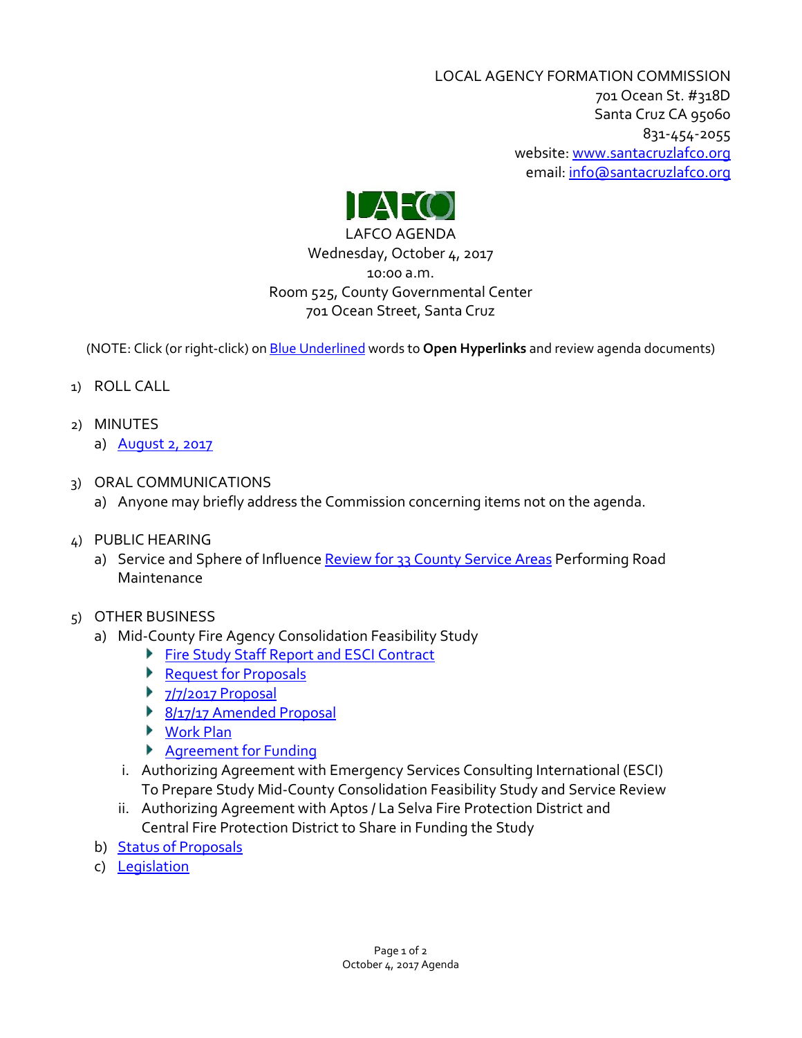LOCAL AGENCY FORMATION COMMISSION
701 Ocean St. #318D
Santa Cruz CA 95060
831-454-2055
website: www.santacruzlafco.org
email: info@santacruzlafco.org

LAFCO

# LAFCO AGENDA

Wednesday, October 4, 2017
10:00 a.m.
Room 525, County Governmental Center
701 Ocean Street, Santa Cruz

(NOTE: Click (or right-click) on Blue Underlined words to **Open Hyperlinks** and review agenda documents)

1) ROLL CALL

2) MINUTES
   a) August 2, 2017

3) ORAL COMMUNICATIONS
   a) Anyone may briefly address the Commission concerning items not on the agenda.

4) PUBLIC HEARING
   a) Service and Sphere of Influence Review for 33 County Service Areas Performing Road Maintenance

5) OTHER BUSINESS
   a) Mid-County Fire Agency Consolidation Feasibility Study
      - Fire Study Staff Report and ESCI Contract
      - Request for Proposals
      - 7/7/2017 Proposal
      - 8/17/17 Amended Proposal
      - Work Plan
      - Agreement for Funding

      i. Authorizing Agreement with Emergency Services Consulting International (ESCI) To Prepare Study Mid-County Consolidation Feasibility Study and Service Review
      ii. Authorizing Agreement with Aptos / La Selva Fire Protection District and Central Fire Protection District to Share in Funding the Study
   b) Status of Proposals
   c) Legislation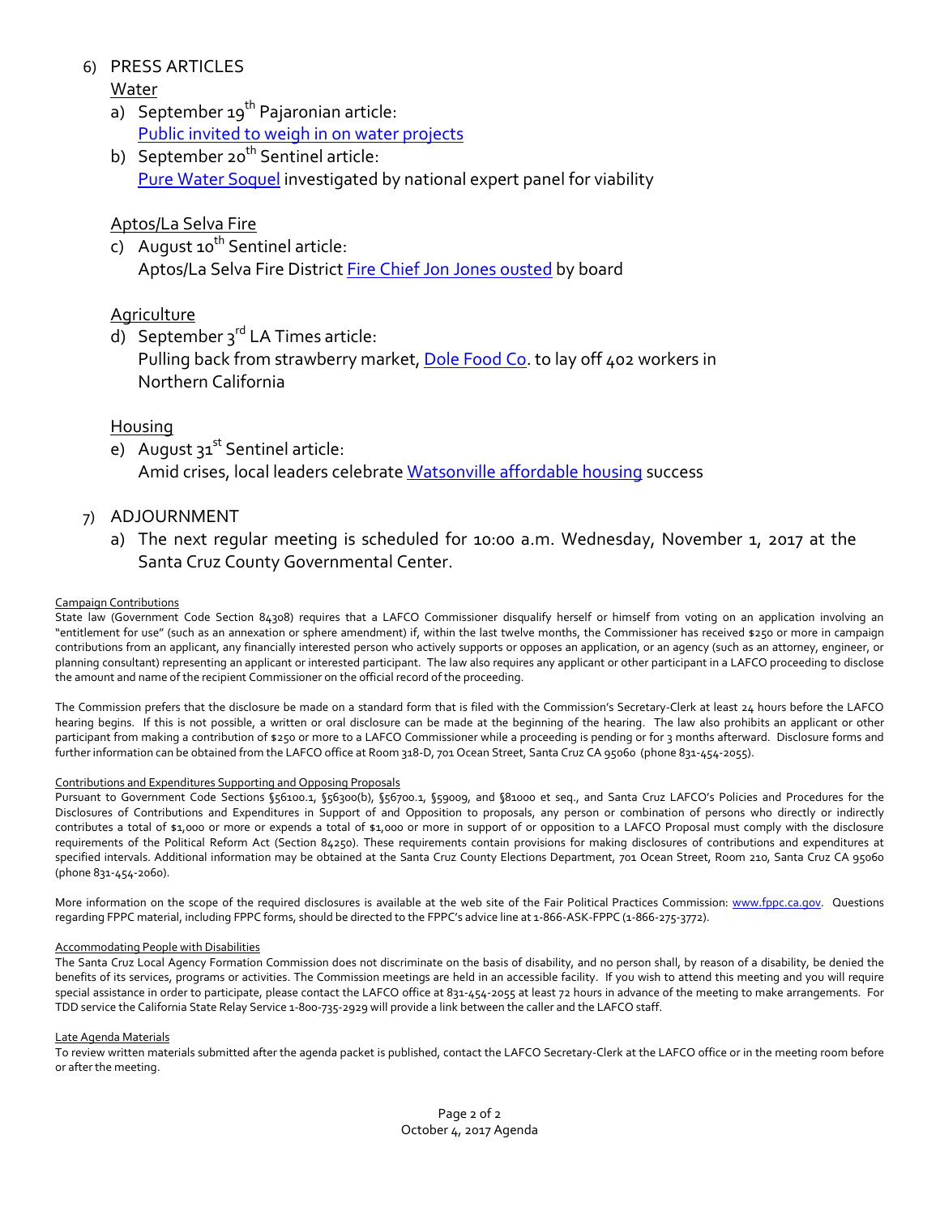6) PRESS ARTICLES

Water

a) September 19th Pajaronian article:
Public invited to weigh in on water projects

b) September 20th Sentinel article:
Pure Water Soquel investigated by national expert panel for viability

Aptos/La Selva Fire

c) August 10th Sentinel article:
Aptos/La Selva Fire District Fire Chief Jon Jones ousted by board

Agriculture

d) September 3rd LA Times article:
Pulling back from strawberry market, Dole Food Co. to lay off 402 workers in Northern California

Housing

e) August 31st Sentinel article:
Amid crises, local leaders celebrate Watsonville affordable housing success

7) ADJOURNMENT

a) The next regular meeting is scheduled for 10:00 a.m. Wednesday, November 1, 2017 at the Santa Cruz County Governmental Center.

Campaign Contributions

State law (Government Code Section 84308) requires that a LAFCO Commissioner disqualify herself or himself from voting on an application involving an "entitlement for use" (such as an annexation or sphere amendment) if, within the last twelve months, the Commissioner has received $250 or more in campaign contributions from an applicant, any financially interested person who actively supports or opposes an application, or an agency (such as an attorney, engineer, or planning consultant) representing an applicant or interested participant. The law also requires any applicant or other participant in a LAFCO proceeding to disclose the amount and name of the recipient Commissioner on the official record of the proceeding.

The Commission prefers that the disclosure be made on a standard form that is filed with the Commission's Secretary-Clerk at least 24 hours before the LAFCO hearing begins. If this is not possible, a written or oral disclosure can be made at the beginning of the hearing. The law also prohibits an applicant or other participant from making a contribution of $250 or more to a LAFCO Commissioner while a proceeding is pending or for 3 months afterward. Disclosure forms and further information can be obtained from the LAFCO office at Room 318-D, 701 Ocean Street, Santa Cruz CA 95060 (phone 831-454-2055).

Contributions and Expenditures Supporting and Opposing Proposals

Pursuant to Government Code Sections §56100.1, §56300(b), §56700.1, §59009, and §81000 et seq., and Santa Cruz LAFCO's Policies and Procedures for the Disclosures of Contributions and Expenditures in Support of and Opposition to proposals, any person or combination of persons who directly or indirectly contributes a total of $1,000 or more or expends a total of $1,000 or more in support of or opposition to a LAFCO Proposal must comply with the disclosure requirements of the Political Reform Act (Section 84250). These requirements contain provisions for making disclosures of contributions and expenditures at specified intervals. Additional information may be obtained at the Santa Cruz County Elections Department, 701 Ocean Street, Room 210, Santa Cruz CA 95060 (phone 831-454-2060).

More information on the scope of the required disclosures is available at the web site of the Fair Political Practices Commission: www.fppc.ca.gov. Questions regarding FPPC material, including FPPC forms, should be directed to the FPPC's advice line at 1-866-ASK-FPPC (1-866-275-3772).

Accommodating People with Disabilities

The Santa Cruz Local Agency Formation Commission does not discriminate on the basis of disability, and no person shall, by reason of a disability, be denied the benefits of its services, programs or activities. The Commission meetings are held in an accessible facility. If you wish to attend this meeting and you will require special assistance in order to participate, please contact the LAFCO office at 831-454-2055 at least 72 hours in advance of the meeting to make arrangements. For TDD service the California State Relay Service 1-800-735-2929 will provide a link between the caller and the LAFCO staff.

Late Agenda Materials

To review written materials submitted after the agenda packet is published, contact the LAFCO Secretary-Clerk at the LAFCO office or in the meeting room before or after the meeting.